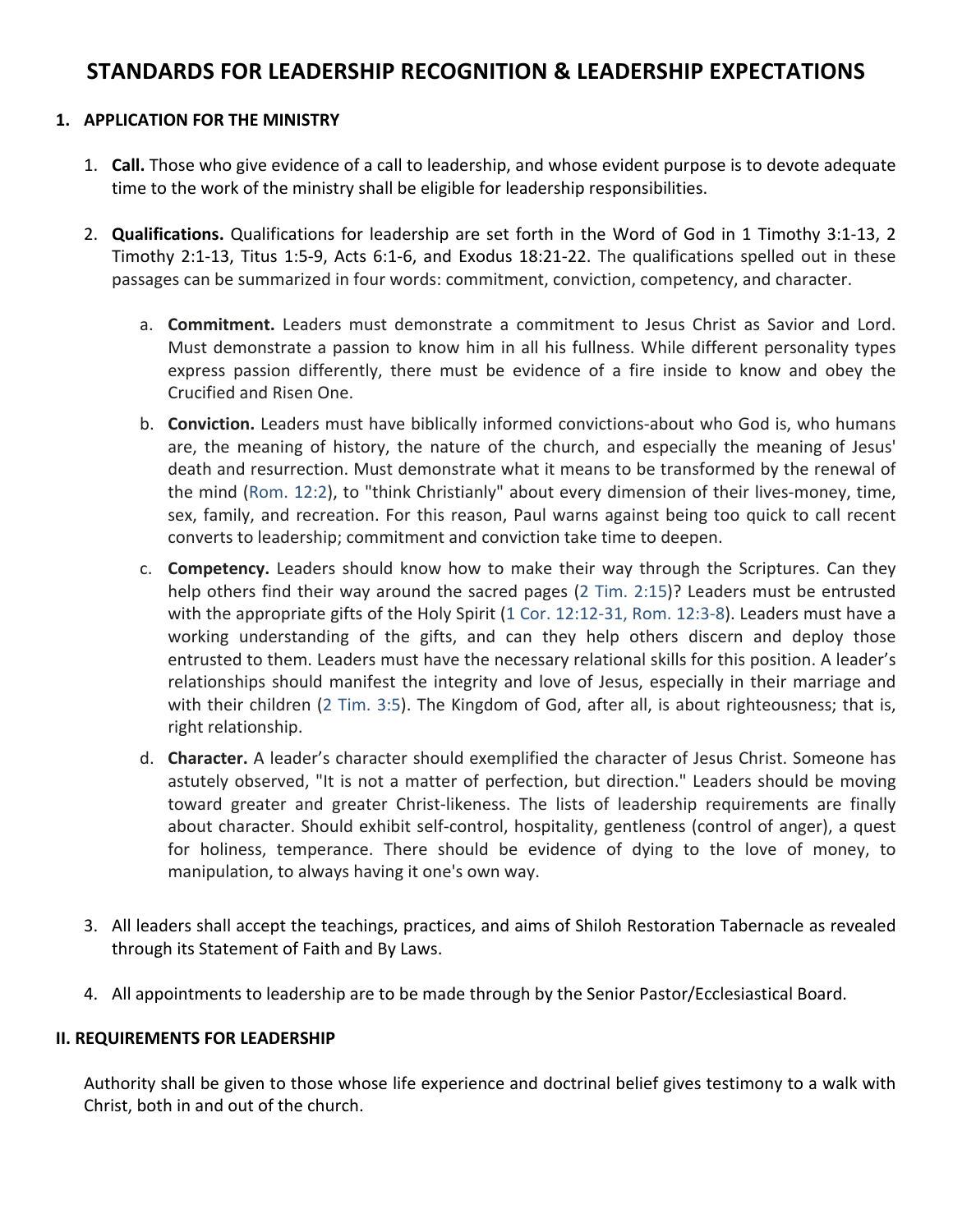# STANDARDS FOR LEADERSHIP RECOGNITION & LEADERSHIP EXPECTATIONS

## 1. APPLICATION FOR THE MINISTRY

1. **Call.** Those who give evidence of a call to leadership, and whose evident purpose is to devote adequate time to the work of the ministry shall be eligible for leadership responsibilities.

2. **Qualifications.** Qualifications for leadership are set forth in the Word of God in 1 Timothy 3:1-13, 2 Timothy 2:1-13, Titus 1:5-9, Acts 6:1-6, and Exodus 18:21-22. The qualifications spelled out in these passages can be summarized in four words: commitment, conviction, competency, and character.

   a. **Commitment.** Leaders must demonstrate a commitment to Jesus Christ as Savior and Lord. Must demonstrate a passion to know him in all his fullness. While different personality types express passion differently, there must be evidence of a fire inside to know and obey the Crucified and Risen One.

   b. **Conviction.** Leaders must have biblically informed convictions-about who God is, who humans are, the meaning of history, the nature of the church, and especially the meaning of Jesus' death and resurrection. Must demonstrate what it means to be transformed by the renewal of the mind (Rom. 12:2), to "think Christianly" about every dimension of their lives-money, time, sex, family, and recreation. For this reason, Paul warns against being too quick to call recent converts to leadership; commitment and conviction take time to deepen.

   c. **Competency.** Leaders should know how to make their way through the Scriptures. Can they help others find their way around the sacred pages (2 Tim. 2:15)? Leaders must be entrusted with the appropriate gifts of the Holy Spirit (1 Cor. 12:12-31, Rom. 12:3-8). Leaders must have a working understanding of the gifts, and can they help others discern and deploy those entrusted to them. Leaders must have the necessary relational skills for this position. A leader's relationships should manifest the integrity and love of Jesus, especially in their marriage and with their children (2 Tim. 3:5). The Kingdom of God, after all, is about righteousness; that is, right relationship.

   d. **Character.** A leader's character should exemplified the character of Jesus Christ. Someone has astutely observed, "It is not a matter of perfection, but direction." Leaders should be moving toward greater and greater Christ-likeness. The lists of leadership requirements are finally about character. Should exhibit self-control, hospitality, gentleness (control of anger), a quest for holiness, temperance. There should be evidence of dying to the love of money, to manipulation, to always having it one's own way.

3. All leaders shall accept the teachings, practices, and aims of Shiloh Restoration Tabernacle as revealed through its Statement of Faith and By Laws.

4. All appointments to leadership are to be made through by the Senior Pastor/Ecclesiastical Board.

## II. REQUIREMENTS FOR LEADERSHIP

Authority shall be given to those whose life experience and doctrinal belief gives testimony to a walk with Christ, both in and out of the church.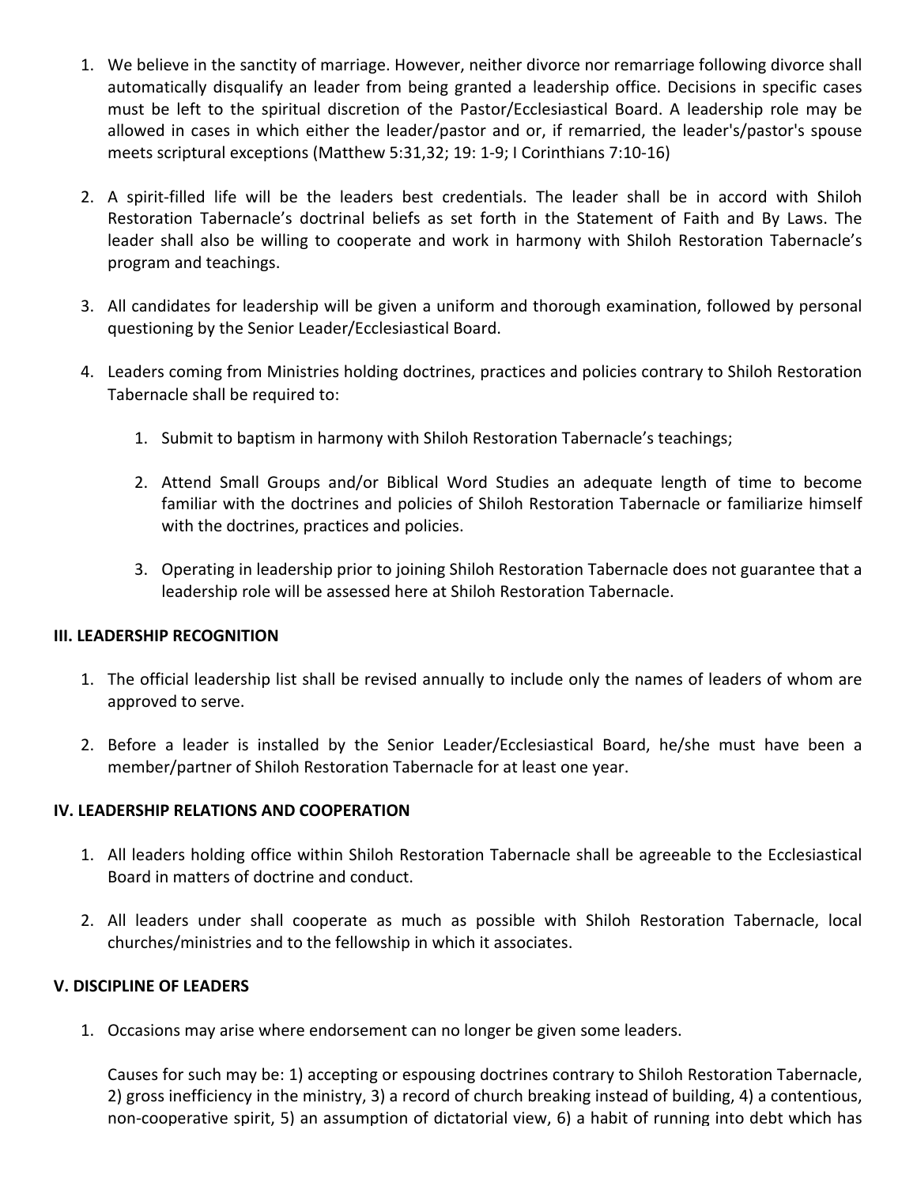1. We believe in the sanctity of marriage. However, neither divorce nor remarriage following divorce shall automatically disqualify an leader from being granted a leadership office. Decisions in specific cases must be left to the spiritual discretion of the Pastor/Ecclesiastical Board. A leadership role may be allowed in cases in which either the leader/pastor and or, if remarried, the leader's/pastor's spouse meets scriptural exceptions (Matthew 5:31,32; 19: 1-9; I Corinthians 7:10-16)

2. A spirit-filled life will be the leaders best credentials. The leader shall be in accord with Shiloh Restoration Tabernacle's doctrinal beliefs as set forth in the Statement of Faith and By Laws. The leader shall also be willing to cooperate and work in harmony with Shiloh Restoration Tabernacle's program and teachings.

3. All candidates for leadership will be given a uniform and thorough examination, followed by personal questioning by the Senior Leader/Ecclesiastical Board.

4. Leaders coming from Ministries holding doctrines, practices and policies contrary to Shiloh Restoration Tabernacle shall be required to:

    1. Submit to baptism in harmony with Shiloh Restoration Tabernacle's teachings;

    2. Attend Small Groups and/or Biblical Word Studies an adequate length of time to become familiar with the doctrines and policies of Shiloh Restoration Tabernacle or familiarize himself with the doctrines, practices and policies.

    3. Operating in leadership prior to joining Shiloh Restoration Tabernacle does not guarantee that a leadership role will be assessed here at Shiloh Restoration Tabernacle.

**III. LEADERSHIP RECOGNITION**

1. The official leadership list shall be revised annually to include only the names of leaders of whom are approved to serve.

2. Before a leader is installed by the Senior Leader/Ecclesiastical Board, he/she must have been a member/partner of Shiloh Restoration Tabernacle for at least one year.

**IV. LEADERSHIP RELATIONS AND COOPERATION**

1. All leaders holding office within Shiloh Restoration Tabernacle shall be agreeable to the Ecclesiastical Board in matters of doctrine and conduct.

2. All leaders under shall cooperate as much as possible with Shiloh Restoration Tabernacle, local churches/ministries and to the fellowship in which it associates.

**V. DISCIPLINE OF LEADERS**

1. Occasions may arise where endorsement can no longer be given some leaders.

   Causes for such may be: 1) accepting or espousing doctrines contrary to Shiloh Restoration Tabernacle, 2) gross inefficiency in the ministry, 3) a record of church breaking instead of building, 4) a contentious, non-cooperative spirit, 5) an assumption of dictatorial view, 6) a habit of running into debt which has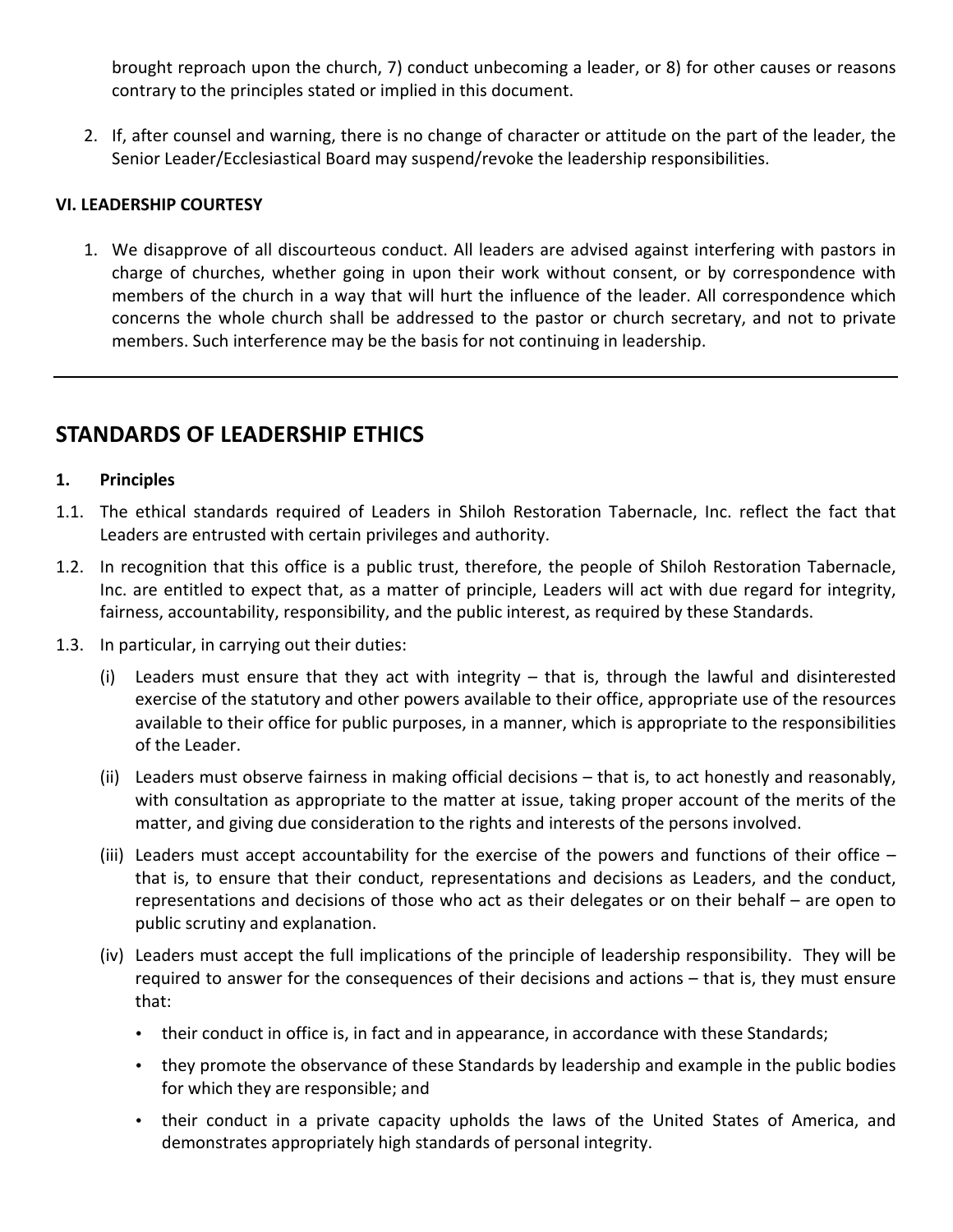brought reproach upon the church, 7) conduct unbecoming a leader, or 8) for other causes or reasons contrary to the principles stated or implied in this document.

2. If, after counsel and warning, there is no change of character or attitude on the part of the leader, the Senior Leader/Ecclesiastical Board may suspend/revoke the leadership responsibilities.

**VI. LEADERSHIP COURTESY**

1. We disapprove of all discourteous conduct. All leaders are advised against interfering with pastors in charge of churches, whether going in upon their work without consent, or by correspondence with members of the church in a way that will hurt the influence of the leader. All correspondence which concerns the whole church shall be addressed to the pastor or church secretary, and not to private members. Such interference may be the basis for not continuing in leadership.

---

## STANDARDS OF LEADERSHIP ETHICS

**1. Principles**

1.1. The ethical standards required of Leaders in Shiloh Restoration Tabernacle, Inc. reflect the fact that Leaders are entrusted with certain privileges and authority.

1.2. In recognition that this office is a public trust, therefore, the people of Shiloh Restoration Tabernacle, Inc. are entitled to expect that, as a matter of principle, Leaders will act with due regard for integrity, fairness, accountability, responsibility, and the public interest, as required by these Standards.

1.3. In particular, in carrying out their duties:

(i) Leaders must ensure that they act with integrity – that is, through the lawful and disinterested exercise of the statutory and other powers available to their office, appropriate use of the resources available to their office for public purposes, in a manner, which is appropriate to the responsibilities of the Leader.

(ii) Leaders must observe fairness in making official decisions – that is, to act honestly and reasonably, with consultation as appropriate to the matter at issue, taking proper account of the merits of the matter, and giving due consideration to the rights and interests of the persons involved.

(iii) Leaders must accept accountability for the exercise of the powers and functions of their office – that is, to ensure that their conduct, representations and decisions as Leaders, and the conduct, representations and decisions of those who act as their delegates or on their behalf – are open to public scrutiny and explanation.

(iv) Leaders must accept the full implications of the principle of leadership responsibility. They will be required to answer for the consequences of their decisions and actions – that is, they must ensure that:

- their conduct in office is, in fact and in appearance, in accordance with these Standards;
- they promote the observance of these Standards by leadership and example in the public bodies for which they are responsible; and
- their conduct in a private capacity upholds the laws of the United States of America, and demonstrates appropriately high standards of personal integrity.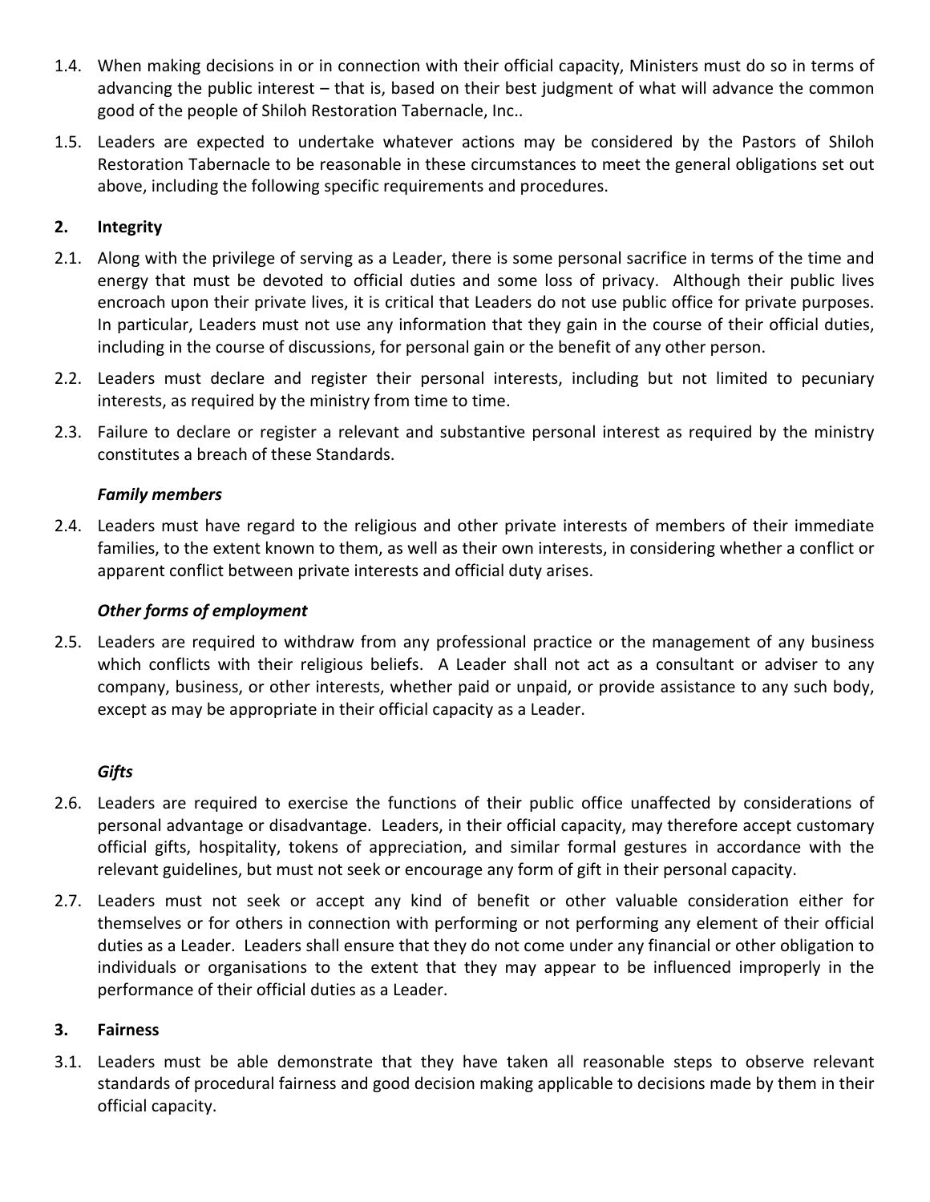1.4. When making decisions in or in connection with their official capacity, Ministers must do so in terms of advancing the public interest – that is, based on their best judgment of what will advance the common good of the people of Shiloh Restoration Tabernacle, Inc..

1.5. Leaders are expected to undertake whatever actions may be considered by the Pastors of Shiloh Restoration Tabernacle to be reasonable in these circumstances to meet the general obligations set out above, including the following specific requirements and procedures.

## 2. Integrity

2.1. Along with the privilege of serving as a Leader, there is some personal sacrifice in terms of the time and energy that must be devoted to official duties and some loss of privacy. Although their public lives encroach upon their private lives, it is critical that Leaders do not use public office for private purposes. In particular, Leaders must not use any information that they gain in the course of their official duties, including in the course of discussions, for personal gain or the benefit of any other person.

2.2. Leaders must declare and register their personal interests, including but not limited to pecuniary interests, as required by the ministry from time to time.

2.3. Failure to declare or register a relevant and substantive personal interest as required by the ministry constitutes a breach of these Standards.

***Family members***

2.4. Leaders must have regard to the religious and other private interests of members of their immediate families, to the extent known to them, as well as their own interests, in considering whether a conflict or apparent conflict between private interests and official duty arises.

***Other forms of employment***

2.5. Leaders are required to withdraw from any professional practice or the management of any business which conflicts with their religious beliefs. A Leader shall not act as a consultant or adviser to any company, business, or other interests, whether paid or unpaid, or provide assistance to any such body, except as may be appropriate in their official capacity as a Leader.

***Gifts***

2.6. Leaders are required to exercise the functions of their public office unaffected by considerations of personal advantage or disadvantage. Leaders, in their official capacity, may therefore accept customary official gifts, hospitality, tokens of appreciation, and similar formal gestures in accordance with the relevant guidelines, but must not seek or encourage any form of gift in their personal capacity.

2.7. Leaders must not seek or accept any kind of benefit or other valuable consideration either for themselves or for others in connection with performing or not performing any element of their official duties as a Leader. Leaders shall ensure that they do not come under any financial or other obligation to individuals or organisations to the extent that they may appear to be influenced improperly in the performance of their official duties as a Leader.

## 3. Fairness

3.1. Leaders must be able demonstrate that they have taken all reasonable steps to observe relevant standards of procedural fairness and good decision making applicable to decisions made by them in their official capacity.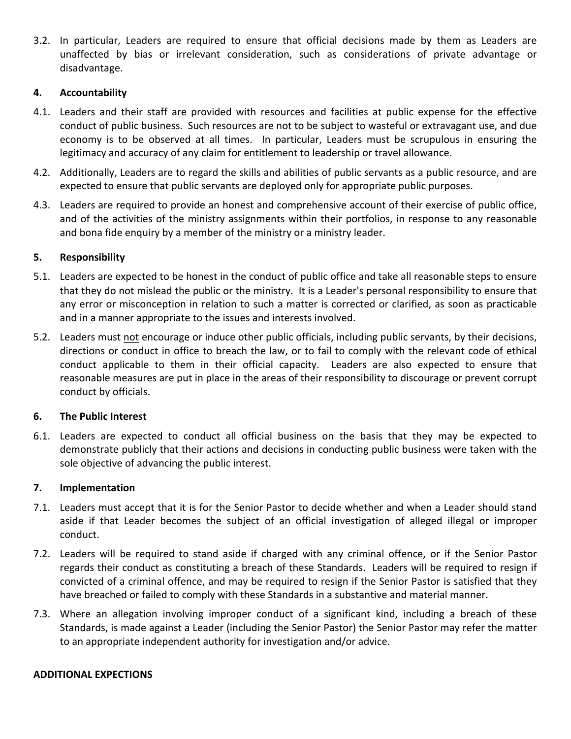3.2. In particular, Leaders are required to ensure that official decisions made by them as Leaders are unaffected by bias or irrelevant consideration, such as considerations of private advantage or disadvantage.

## 4. Accountability

4.1. Leaders and their staff are provided with resources and facilities at public expense for the effective conduct of public business. Such resources are not to be subject to wasteful or extravagant use, and due economy is to be observed at all times. In particular, Leaders must be scrupulous in ensuring the legitimacy and accuracy of any claim for entitlement to leadership or travel allowance.

4.2. Additionally, Leaders are to regard the skills and abilities of public servants as a public resource, and are expected to ensure that public servants are deployed only for appropriate public purposes.

4.3. Leaders are required to provide an honest and comprehensive account of their exercise of public office, and of the activities of the ministry assignments within their portfolios, in response to any reasonable and bona fide enquiry by a member of the ministry or a ministry leader.

## 5. Responsibility

5.1. Leaders are expected to be honest in the conduct of public office and take all reasonable steps to ensure that they do not mislead the public or the ministry. It is a Leader's personal responsibility to ensure that any error or misconception in relation to such a matter is corrected or clarified, as soon as practicable and in a manner appropriate to the issues and interests involved.

5.2. Leaders must <u>not</u> encourage or induce other public officials, including public servants, by their decisions, directions or conduct in office to breach the law, or to fail to comply with the relevant code of ethical conduct applicable to them in their official capacity. Leaders are also expected to ensure that reasonable measures are put in place in the areas of their responsibility to discourage or prevent corrupt conduct by officials.

## 6. The Public Interest

6.1. Leaders are expected to conduct all official business on the basis that they may be expected to demonstrate publicly that their actions and decisions in conducting public business were taken with the sole objective of advancing the public interest.

## 7. Implementation

7.1. Leaders must accept that it is for the Senior Pastor to decide whether and when a Leader should stand aside if that Leader becomes the subject of an official investigation of alleged illegal or improper conduct.

7.2. Leaders will be required to stand aside if charged with any criminal offence, or if the Senior Pastor regards their conduct as constituting a breach of these Standards. Leaders will be required to resign if convicted of a criminal offence, and may be required to resign if the Senior Pastor is satisfied that they have breached or failed to comply with these Standards in a substantive and material manner.

7.3. Where an allegation involving improper conduct of a significant kind, including a breach of these Standards, is made against a Leader (including the Senior Pastor) the Senior Pastor may refer the matter to an appropriate independent authority for investigation and/or advice.

## ADDITIONAL EXPECTIONS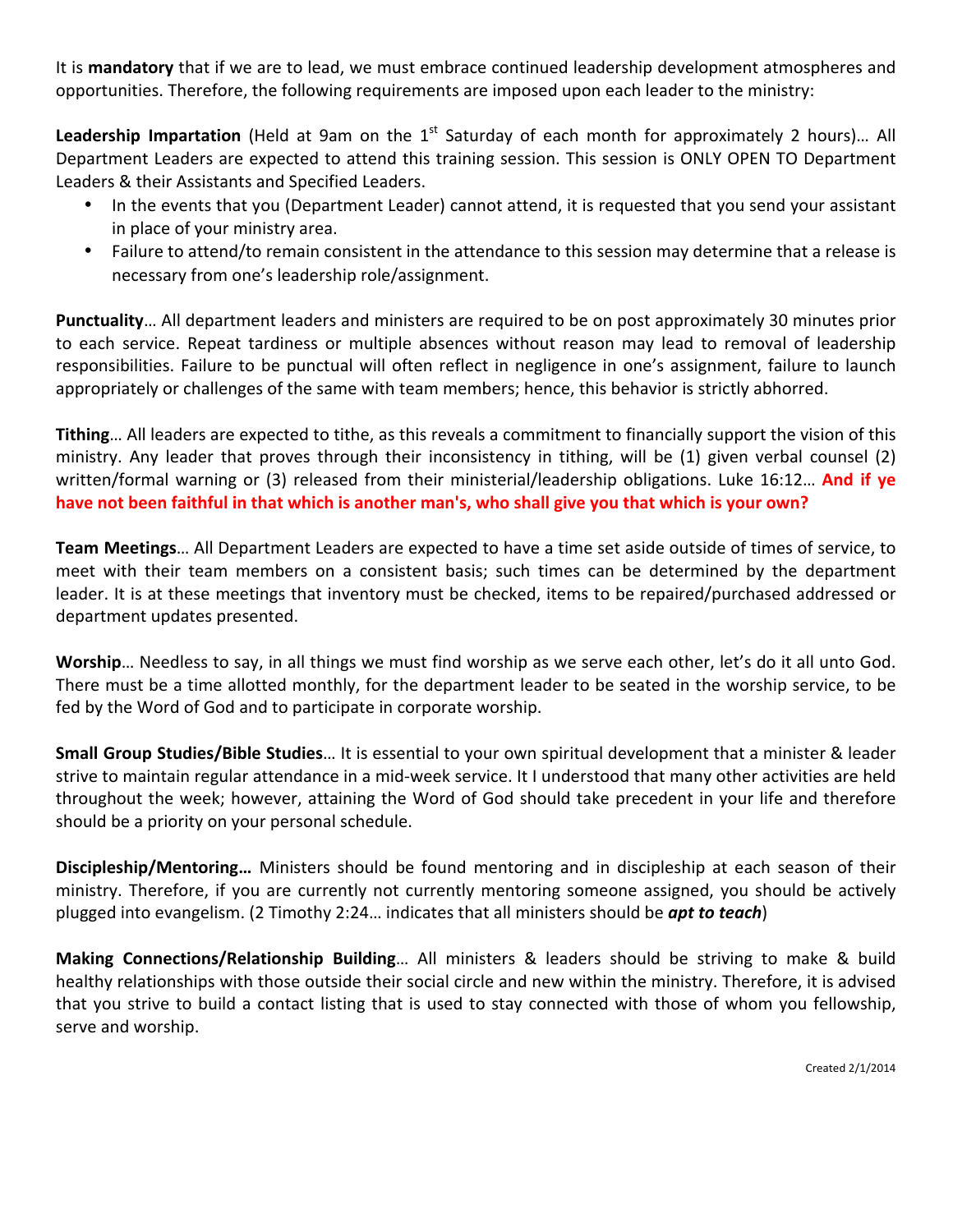It is **mandatory** that if we are to lead, we must embrace continued leadership development atmospheres and opportunities. Therefore, the following requirements are imposed upon each leader to the ministry:

**Leadership Impartation** (Held at 9am on the 1st Saturday of each month for approximately 2 hours)… All Department Leaders are expected to attend this training session. This session is ONLY OPEN TO Department Leaders & their Assistants and Specified Leaders.

- In the events that you (Department Leader) cannot attend, it is requested that you send your assistant in place of your ministry area.
- Failure to attend/to remain consistent in the attendance to this session may determine that a release is necessary from one's leadership role/assignment.

**Punctuality**… All department leaders and ministers are required to be on post approximately 30 minutes prior to each service. Repeat tardiness or multiple absences without reason may lead to removal of leadership responsibilities. Failure to be punctual will often reflect in negligence in one's assignment, failure to launch appropriately or challenges of the same with team members; hence, this behavior is strictly abhorred.

**Tithing**… All leaders are expected to tithe, as this reveals a commitment to financially support the vision of this ministry. Any leader that proves through their inconsistency in tithing, will be (1) given verbal counsel (2) written/formal warning or (3) released from their ministerial/leadership obligations. Luke 16:12… **And if ye have not been faithful in that which is another man's, who shall give you that which is your own?**

**Team Meetings**… All Department Leaders are expected to have a time set aside outside of times of service, to meet with their team members on a consistent basis; such times can be determined by the department leader. It is at these meetings that inventory must be checked, items to be repaired/purchased addressed or department updates presented.

**Worship**… Needless to say, in all things we must find worship as we serve each other, let's do it all unto God. There must be a time allotted monthly, for the department leader to be seated in the worship service, to be fed by the Word of God and to participate in corporate worship.

**Small Group Studies/Bible Studies**… It is essential to your own spiritual development that a minister & leader strive to maintain regular attendance in a mid-week service. It I understood that many other activities are held throughout the week; however, attaining the Word of God should take precedent in your life and therefore should be a priority on your personal schedule.

**Discipleship/Mentoring…** Ministers should be found mentoring and in discipleship at each season of their ministry. Therefore, if you are currently not currently mentoring someone assigned, you should be actively plugged into evangelism. (2 Timothy 2:24… indicates that all ministers should be ***apt to teach***)

**Making Connections/Relationship Building**… All ministers & leaders should be striving to make & build healthy relationships with those outside their social circle and new within the ministry. Therefore, it is advised that you strive to build a contact listing that is used to stay connected with those of whom you fellowship, serve and worship.

Created 2/1/2014